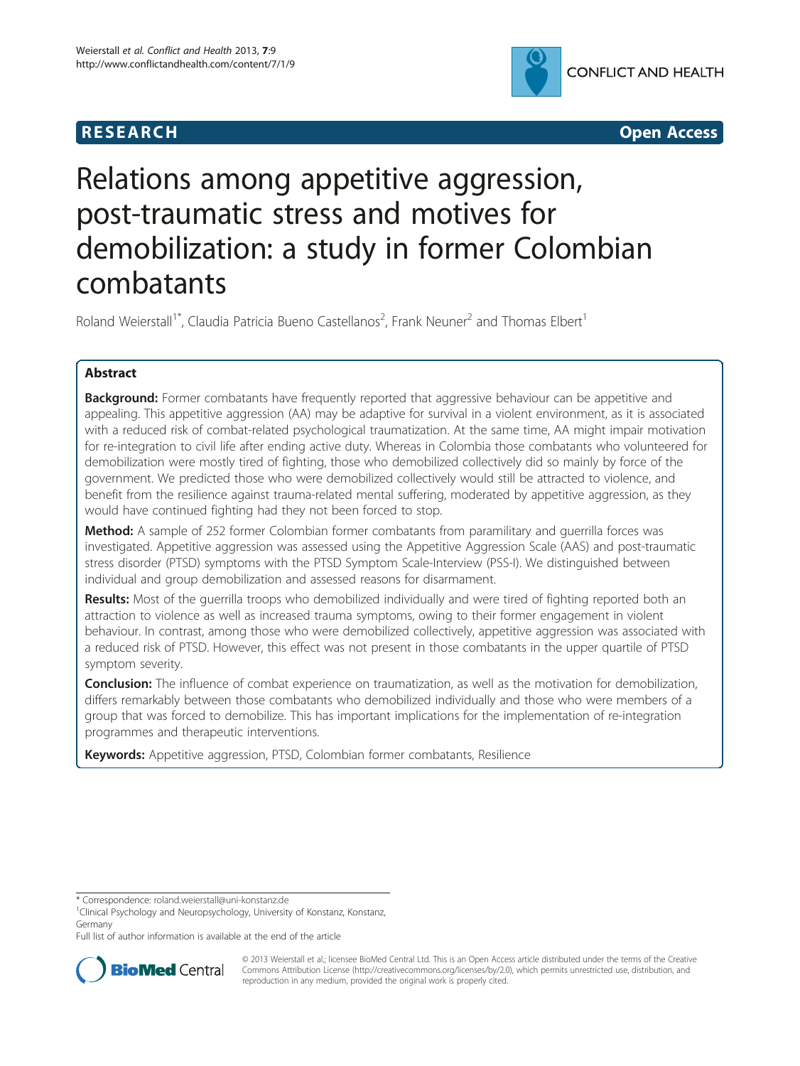RESEARCH Open Access

# Relations among appetitive aggression, post-traumatic stress and motives for demobilization: a study in former Colombian combatants

Roland Weierstall[1*], Claudia Patricia Bueno Castellanos[2], Frank Neuner[2] and Thomas Elbert[1]

## Abstract

**Background:** Former combatants have frequently reported that aggressive behaviour can be appetitive and appealing. This appetitive aggression (AA) may be adaptive for survival in a violent environment, as it is associated with a reduced risk of combat-related psychological traumatization. At the same time, AA might impair motivation for re-integration to civil life after ending active duty. Whereas in Colombia those combatants who volunteered for demobilization were mostly tired of fighting, those who demobilized collectively did so mainly by force of the government. We predicted those who were demobilized collectively would still be attracted to violence, and benefit from the resilience against trauma-related mental suffering, moderated by appetitive aggression, as they would have continued fighting had they not been forced to stop.

**Method:** A sample of 252 former Colombian former combatants from paramilitary and guerrilla forces was investigated. Appetitive aggression was assessed using the Appetitive Aggression Scale (AAS) and post-traumatic stress disorder (PTSD) symptoms with the PTSD Symptom Scale-Interview (PSS-I). We distinguished between individual and group demobilization and assessed reasons for disarmament.

**Results:** Most of the guerrilla troops who demobilized individually and were tired of fighting reported both an attraction to violence as well as increased trauma symptoms, owing to their former engagement in violent behaviour. In contrast, among those who were demobilized collectively, appetitive aggression was associated with a reduced risk of PTSD. However, this effect was not present in those combatants in the upper quartile of PTSD symptom severity.

**Conclusion:** The influence of combat experience on traumatization, as well as the motivation for demobilization, differs remarkably between those combatants who demobilized individually and those who were members of a group that was forced to demobilize. This has important implications for the implementation of re-integration programmes and therapeutic interventions.

**Keywords:** Appetitive aggression, PTSD, Colombian former combatants, Resilience

* Correspondence: roland.weierstall@uni-konstanz.de
[1]Clinical Psychology and Neuropsychology, University of Konstanz, Konstanz, Germany
Full list of author information is available at the end of the article

© 2013 Weierstall et al.; licensee BioMed Central Ltd. This is an Open Access article distributed under the terms of the Creative Commons Attribution License (http://creativecommons.org/licenses/by/2.0), which permits unrestricted use, distribution, and reproduction in any medium, provided the original work is properly cited.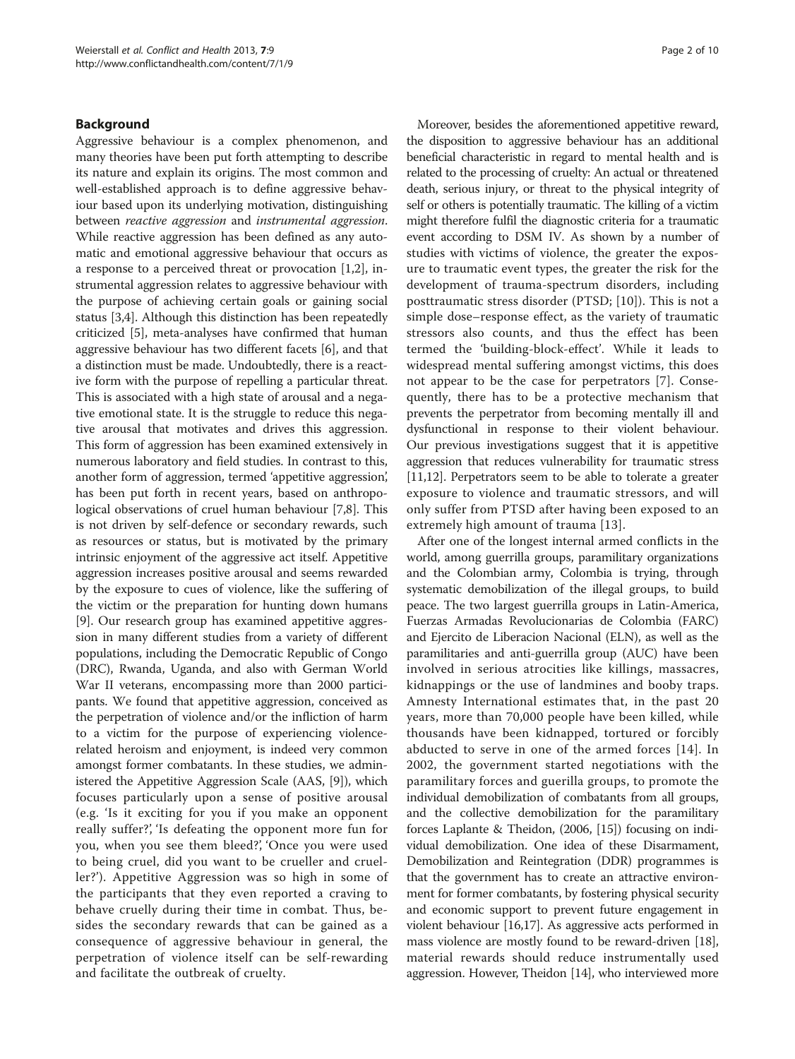## Background

Aggressive behaviour is a complex phenomenon, and many theories have been put forth attempting to describe its nature and explain its origins. The most common and well-established approach is to define aggressive behaviour based upon its underlying motivation, distinguishing between *reactive aggression* and *instrumental aggression*. While reactive aggression has been defined as any automatic and emotional aggressive behaviour that occurs as a response to a perceived threat or provocation [1,2], instrumental aggression relates to aggressive behaviour with the purpose of achieving certain goals or gaining social status [3,4]. Although this distinction has been repeatedly criticized [5], meta-analyses have confirmed that human aggressive behaviour has two different facets [6], and that a distinction must be made. Undoubtedly, there is a reactive form with the purpose of repelling a particular threat. This is associated with a high state of arousal and a negative emotional state. It is the struggle to reduce this negative arousal that motivates and drives this aggression. This form of aggression has been examined extensively in numerous laboratory and field studies. In contrast to this, another form of aggression, termed 'appetitive aggression', has been put forth in recent years, based on anthropological observations of cruel human behaviour [7,8]. This is not driven by self-defence or secondary rewards, such as resources or status, but is motivated by the primary intrinsic enjoyment of the aggressive act itself. Appetitive aggression increases positive arousal and seems rewarded by the exposure to cues of violence, like the suffering of the victim or the preparation for hunting down humans [9]. Our research group has examined appetitive aggression in many different studies from a variety of different populations, including the Democratic Republic of Congo (DRC), Rwanda, Uganda, and also with German World War II veterans, encompassing more than 2000 participants. We found that appetitive aggression, conceived as the perpetration of violence and/or the infliction of harm to a victim for the purpose of experiencing violence-related heroism and enjoyment, is indeed very common amongst former combatants. In these studies, we administered the Appetitive Aggression Scale (AAS, [9]), which focuses particularly upon a sense of positive arousal (e.g. 'Is it exciting for you if you make an opponent really suffer?', 'Is defeating the opponent more fun for you, when you see them bleed?', 'Once you were used to being cruel, did you want to be crueller and crueller?'). Appetitive Aggression was so high in some of the participants that they even reported a craving to behave cruelly during their time in combat. Thus, besides the secondary rewards that can be gained as a consequence of aggressive behaviour in general, the perpetration of violence itself can be self-rewarding and facilitate the outbreak of cruelty.

Moreover, besides the aforementioned appetitive reward, the disposition to aggressive behaviour has an additional beneficial characteristic in regard to mental health and is related to the processing of cruelty: An actual or threatened death, serious injury, or threat to the physical integrity of self or others is potentially traumatic. The killing of a victim might therefore fulfil the diagnostic criteria for a traumatic event according to DSM IV. As shown by a number of studies with victims of violence, the greater the exposure to traumatic event types, the greater the risk for the development of trauma-spectrum disorders, including posttraumatic stress disorder (PTSD; [10]). This is not a simple dose–response effect, as the variety of traumatic stressors also counts, and thus the effect has been termed the 'building-block-effect'. While it leads to widespread mental suffering amongst victims, this does not appear to be the case for perpetrators [7]. Consequently, there has to be a protective mechanism that prevents the perpetrator from becoming mentally ill and dysfunctional in response to their violent behaviour. Our previous investigations suggest that it is appetitive aggression that reduces vulnerability for traumatic stress [11,12]. Perpetrators seem to be able to tolerate a greater exposure to violence and traumatic stressors, and will only suffer from PTSD after having been exposed to an extremely high amount of trauma [13].

After one of the longest internal armed conflicts in the world, among guerrilla groups, paramilitary organizations and the Colombian army, Colombia is trying, through systematic demobilization of the illegal groups, to build peace. The two largest guerrilla groups in Latin-America, Fuerzas Armadas Revolucionarias de Colombia (FARC) and Ejercito de Liberacion Nacional (ELN), as well as the paramilitaries and anti-guerrilla group (AUC) have been involved in serious atrocities like killings, massacres, kidnappings or the use of landmines and booby traps. Amnesty International estimates that, in the past 20 years, more than 70,000 people have been killed, while thousands have been kidnapped, tortured or forcibly abducted to serve in one of the armed forces [14]. In 2002, the government started negotiations with the paramilitary forces and guerilla groups, to promote the individual demobilization of combatants from all groups, and the collective demobilization for the paramilitary forces Laplante & Theidon, (2006, [15]) focusing on individual demobilization. One idea of these Disarmament, Demobilization and Reintegration (DDR) programmes is that the government has to create an attractive environment for former combatants, by fostering physical security and economic support to prevent future engagement in violent behaviour [16,17]. As aggressive acts performed in mass violence are mostly found to be reward-driven [18], material rewards should reduce instrumentally used aggression. However, Theidon [14], who interviewed more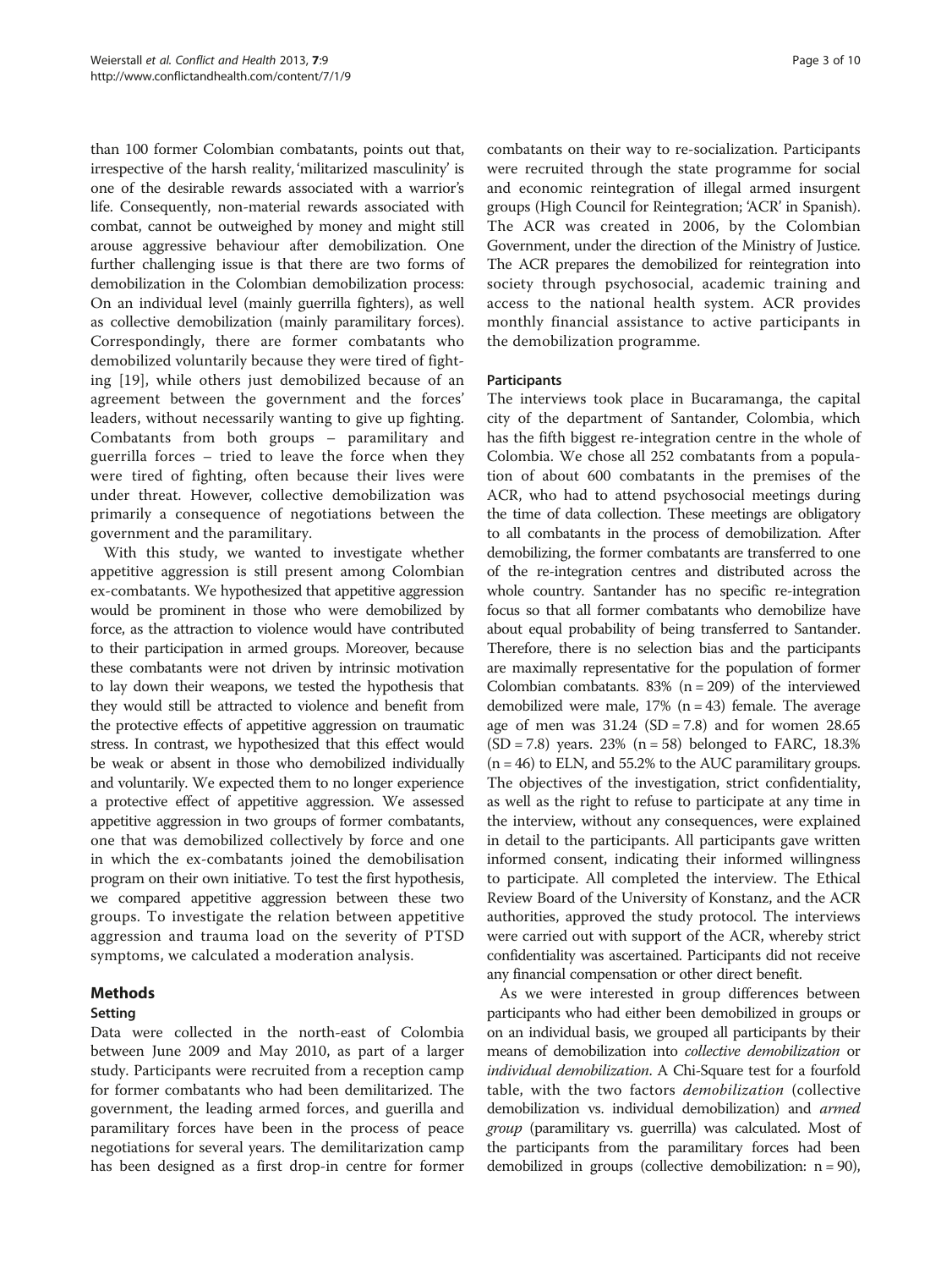than 100 former Colombian combatants, points out that, irrespective of the harsh reality, 'militarized masculinity' is one of the desirable rewards associated with a warrior's life. Consequently, non-material rewards associated with combat, cannot be outweighed by money and might still arouse aggressive behaviour after demobilization. One further challenging issue is that there are two forms of demobilization in the Colombian demobilization process: On an individual level (mainly guerrilla fighters), as well as collective demobilization (mainly paramilitary forces). Correspondingly, there are former combatants who demobilized voluntarily because they were tired of fighting [19], while others just demobilized because of an agreement between the government and the forces' leaders, without necessarily wanting to give up fighting. Combatants from both groups – paramilitary and guerrilla forces – tried to leave the force when they were tired of fighting, often because their lives were under threat. However, collective demobilization was primarily a consequence of negotiations between the government and the paramilitary.

With this study, we wanted to investigate whether appetitive aggression is still present among Colombian ex-combatants. We hypothesized that appetitive aggression would be prominent in those who were demobilized by force, as the attraction to violence would have contributed to their participation in armed groups. Moreover, because these combatants were not driven by intrinsic motivation to lay down their weapons, we tested the hypothesis that they would still be attracted to violence and benefit from the protective effects of appetitive aggression on traumatic stress. In contrast, we hypothesized that this effect would be weak or absent in those who demobilized individually and voluntarily. We expected them to no longer experience a protective effect of appetitive aggression. We assessed appetitive aggression in two groups of former combatants, one that was demobilized collectively by force and one in which the ex-combatants joined the demobilisation program on their own initiative. To test the first hypothesis, we compared appetitive aggression between these two groups. To investigate the relation between appetitive aggression and trauma load on the severity of PTSD symptoms, we calculated a moderation analysis.

## Methods

### Setting

Data were collected in the north-east of Colombia between June 2009 and May 2010, as part of a larger study. Participants were recruited from a reception camp for former combatants who had been demilitarized. The government, the leading armed forces, and guerilla and paramilitary forces have been in the process of peace negotiations for several years. The demilitarization camp has been designed as a first drop-in centre for former combatants on their way to re-socialization. Participants were recruited through the state programme for social and economic reintegration of illegal armed insurgent groups (High Council for Reintegration; 'ACR' in Spanish). The ACR was created in 2006, by the Colombian Government, under the direction of the Ministry of Justice. The ACR prepares the demobilized for reintegration into society through psychosocial, academic training and access to the national health system. ACR provides monthly financial assistance to active participants in the demobilization programme.

### Participants

The interviews took place in Bucaramanga, the capital city of the department of Santander, Colombia, which has the fifth biggest re-integration centre in the whole of Colombia. We chose all 252 combatants from a population of about 600 combatants in the premises of the ACR, who had to attend psychosocial meetings during the time of data collection. These meetings are obligatory to all combatants in the process of demobilization. After demobilizing, the former combatants are transferred to one of the re-integration centres and distributed across the whole country. Santander has no specific re-integration focus so that all former combatants who demobilize have about equal probability of being transferred to Santander. Therefore, there is no selection bias and the participants are maximally representative for the population of former Colombian combatants. 83% (n = 209) of the interviewed demobilized were male, 17% (n = 43) female. The average age of men was 31.24 (SD = 7.8) and for women 28.65 (SD = 7.8) years. 23% (n = 58) belonged to FARC, 18.3% (n = 46) to ELN, and 55.2% to the AUC paramilitary groups. The objectives of the investigation, strict confidentiality, as well as the right to refuse to participate at any time in the interview, without any consequences, were explained in detail to the participants. All participants gave written informed consent, indicating their informed willingness to participate. All completed the interview. The Ethical Review Board of the University of Konstanz, and the ACR authorities, approved the study protocol. The interviews were carried out with support of the ACR, whereby strict confidentiality was ascertained. Participants did not receive any financial compensation or other direct benefit.

As we were interested in group differences between participants who had either been demobilized in groups or on an individual basis, we grouped all participants by their means of demobilization into *collective demobilization* or *individual demobilization*. A Chi-Square test for a fourfold table, with the two factors *demobilization* (collective demobilization vs. individual demobilization) and *armed group* (paramilitary vs. guerrilla) was calculated. Most of the participants from the paramilitary forces had been demobilized in groups (collective demobilization: n = 90),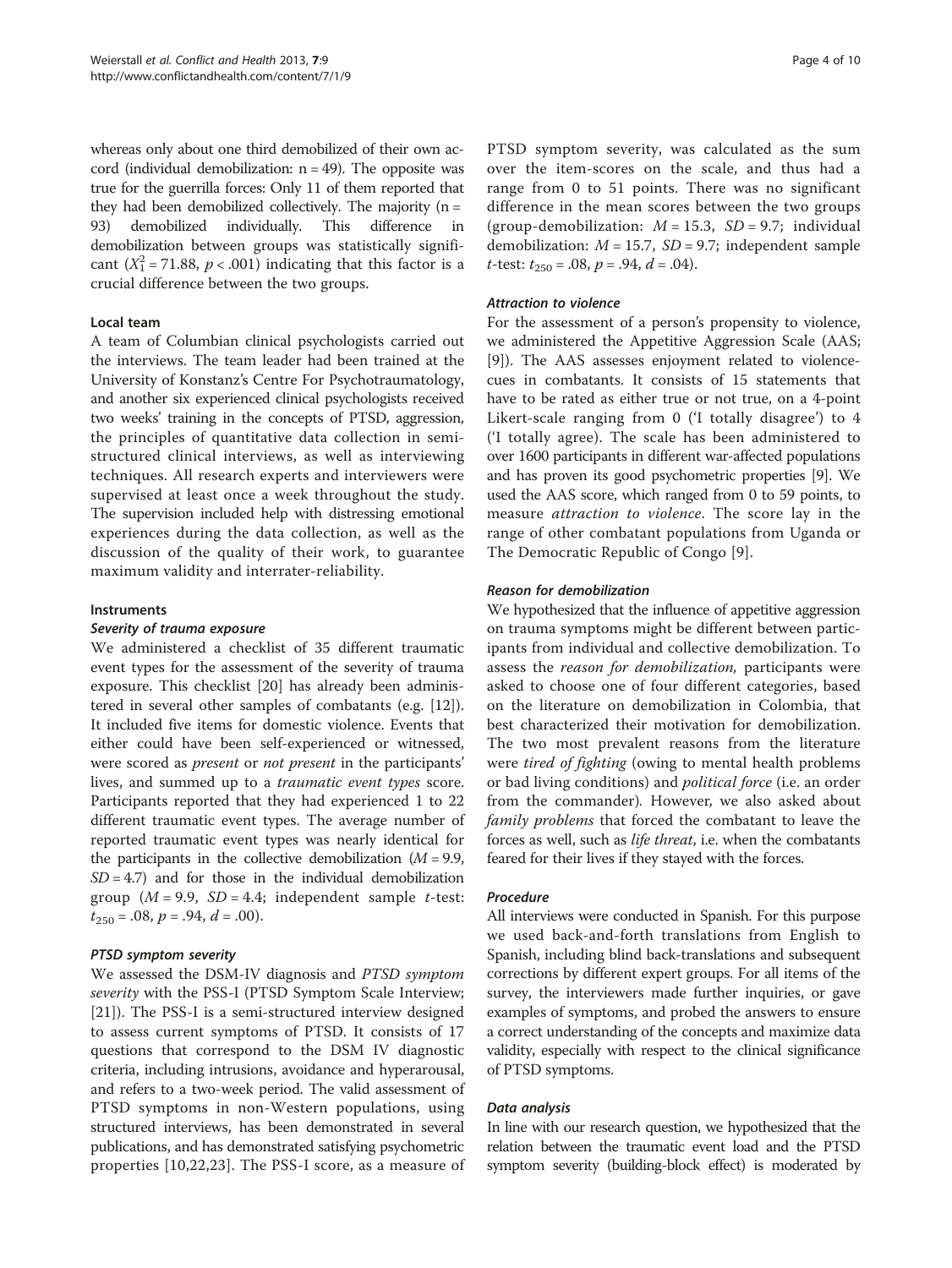whereas only about one third demobilized of their own accord (individual demobilization: n = 49). The opposite was true for the guerrilla forces: Only 11 of them reported that they had been demobilized collectively. The majority (n = 93) demobilized individually. This difference in demobilization between groups was statistically significant ($X_1^2 = 71.88$, $p < .001$) indicating that this factor is a crucial difference between the two groups.

### Local team

A team of Columbian clinical psychologists carried out the interviews. The team leader had been trained at the University of Konstanz's Centre For Psychotraumatology, and another six experienced clinical psychologists received two weeks' training in the concepts of PTSD, aggression, the principles of quantitative data collection in semi-structured clinical interviews, as well as interviewing techniques. All research experts and interviewers were supervised at least once a week throughout the study. The supervision included help with distressing emotional experiences during the data collection, as well as the discussion of the quality of their work, to guarantee maximum validity and interrater-reliability.

### Instruments

#### *Severity of trauma exposure*

We administered a checklist of 35 different traumatic event types for the assessment of the severity of trauma exposure. This checklist [20] has already been administered in several other samples of combatants (e.g. [12]). It included five items for domestic violence. Events that either could have been self-experienced or witnessed, were scored as *present* or *not present* in the participants' lives, and summed up to a *traumatic event types* score. Participants reported that they had experienced 1 to 22 different traumatic event types. The average number of reported traumatic event types was nearly identical for the participants in the collective demobilization ($M = 9.9$, $SD = 4.7$) and for those in the individual demobilization group ($M = 9.9$, $SD = 4.4$; independent sample $t$-test: $t_{250} = .08$, $p = .94$, $d = .00$).

#### *PTSD symptom severity*

We assessed the DSM-IV diagnosis and *PTSD symptom severity* with the PSS-I (PTSD Symptom Scale Interview; [21]). The PSS-I is a semi-structured interview designed to assess current symptoms of PTSD. It consists of 17 questions that correspond to the DSM IV diagnostic criteria, including intrusions, avoidance and hyperarousal, and refers to a two-week period. The valid assessment of PTSD symptoms in non-Western populations, using structured interviews, has been demonstrated in several publications, and has demonstrated satisfying psychometric properties [10,22,23]. The PSS-I score, as a measure of PTSD symptom severity, was calculated as the sum over the item-scores on the scale, and thus had a range from 0 to 51 points. There was no significant difference in the mean scores between the two groups (group-demobilization: $M = 15.3$, $SD = 9.7$; individual demobilization: $M = 15.7$, $SD = 9.7$; independent sample $t$-test: $t_{250} = .08$, $p = .94$, $d = .04$).

#### *Attraction to violence*

For the assessment of a person's propensity to violence, we administered the Appetitive Aggression Scale (AAS; [9]). The AAS assesses enjoyment related to violence-cues in combatants. It consists of 15 statements that have to be rated as either true or not true, on a 4-point Likert-scale ranging from 0 ('I totally disagree') to 4 ('I totally agree'). The scale has been administered to over 1600 participants in different war-affected populations and has proven its good psychometric properties [9]. We used the AAS score, which ranged from 0 to 59 points, to measure *attraction to violence*. The score lay in the range of other combatant populations from Uganda or The Democratic Republic of Congo [9].

#### *Reason for demobilization*

We hypothesized that the influence of appetitive aggression on trauma symptoms might be different between participants from individual and collective demobilization. To assess the *reason for demobilization*, participants were asked to choose one of four different categories, based on the literature on demobilization in Colombia, that best characterized their motivation for demobilization. The two most prevalent reasons from the literature were *tired of fighting* (owing to mental health problems or bad living conditions) and *political force* (i.e. an order from the commander). However, we also asked about *family problems* that forced the combatant to leave the forces as well, such as *life threat*, i.e. when the combatants feared for their lives if they stayed with the forces.

#### *Procedure*

All interviews were conducted in Spanish. For this purpose we used back-and-forth translations from English to Spanish, including blind back-translations and subsequent corrections by different expert groups. For all items of the survey, the interviewers made further inquiries, or gave examples of symptoms, and probed the answers to ensure a correct understanding of the concepts and maximize data validity, especially with respect to the clinical significance of PTSD symptoms.

#### *Data analysis*

In line with our research question, we hypothesized that the relation between the traumatic event load and the PTSD symptom severity (building-block effect) is moderated by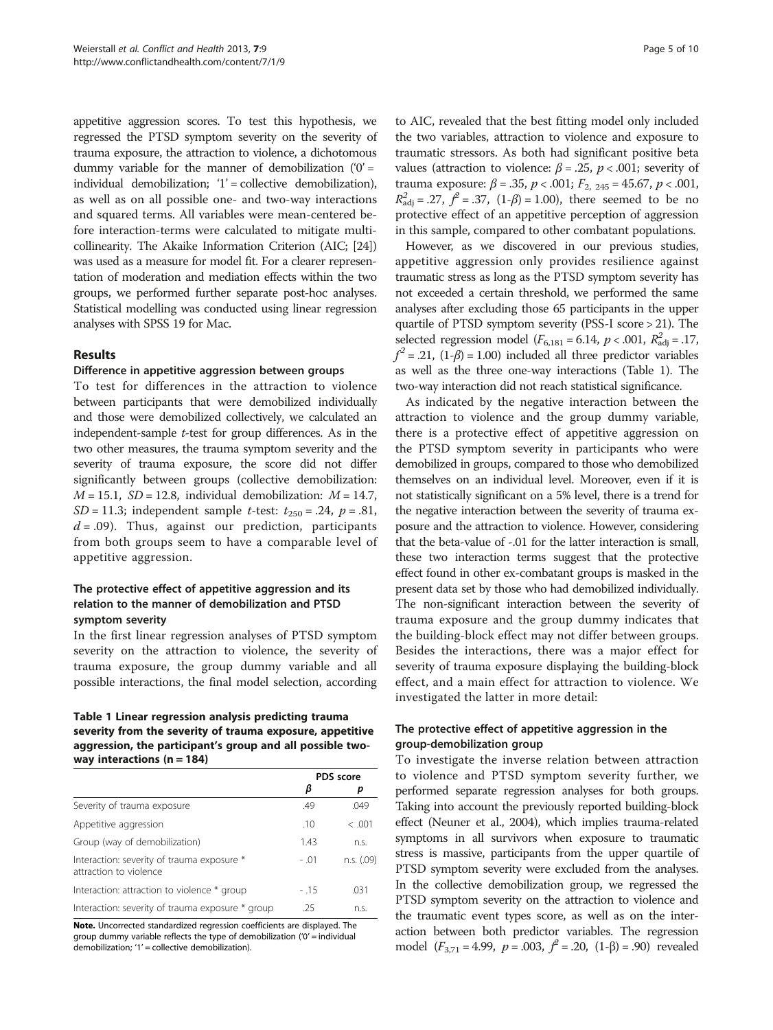appetitive aggression scores. To test this hypothesis, we regressed the PTSD symptom severity on the severity of trauma exposure, the attraction to violence, a dichotomous dummy variable for the manner of demobilization ('0' = individual demobilization; '1' = collective demobilization), as well as on all possible one- and two-way interactions and squared terms. All variables were mean-centered before interaction-terms were calculated to mitigate multicollinearity. The Akaike Information Criterion (AIC; [24]) was used as a measure for model fit. For a clearer representation of moderation and mediation effects within the two groups, we performed further separate post-hoc analyses. Statistical modelling was conducted using linear regression analyses with SPSS 19 for Mac.

## Results

### Difference in appetitive aggression between groups

To test for differences in the attraction to violence between participants that were demobilized individually and those were demobilized collectively, we calculated an independent-sample *t*-test for group differences. As in the two other measures, the trauma symptom severity and the severity of trauma exposure, the score did not differ significantly between groups (collective demobilization: $M = 15.1$, $SD = 12.8$, individual demobilization: $M = 14.7$, $SD = 11.3$; independent sample *t*-test: $t_{250} = .24$, $p = .81$, $d = .09$). Thus, against our prediction, participants from both groups seem to have a comparable level of appetitive aggression.

### The protective effect of appetitive aggression and its relation to the manner of demobilization and PTSD symptom severity

In the first linear regression analyses of PTSD symptom severity on the attraction to violence, the severity of trauma exposure, the group dummy variable and all possible interactions, the final model selection, according to AIC, revealed that the best fitting model only included the two variables, attraction to violence and exposure to traumatic stressors. As both had significant positive beta values (attraction to violence: $\beta = .25$, $p < .001$; severity of trauma exposure: $\beta = .35$, $p < .001$; $F_{2,\ 245} = 45.67$, $p < .001$, $R^2_{adj} = .27$, $f^2 = .37$, $(1\text{-}\beta) = 1.00$), there seemed to be no protective effect of an appetitive perception of aggression in this sample, compared to other combatant populations.

However, as we discovered in our previous studies, appetitive aggression only provides resilience against traumatic stress as long as the PTSD symptom severity has not exceeded a certain threshold, we performed the same analyses after excluding those 65 participants in the upper quartile of PTSD symptom severity (PSS-I score > 21). The selected regression model ($F_{6,181} = 6.14$, $p < .001$, $R^2_{adj} = .17$, $f^2 = .21$, $(1\text{-}\beta) = 1.00$) included all three predictor variables as well as the three one-way interactions (Table 1). The two-way interaction did not reach statistical significance.

**Table 1 Linear regression analysis predicting trauma severity from the severity of trauma exposure, appetitive aggression, the participant's group and all possible two-way interactions (n = 184)**

| | PDS score | |
|---|---|---|
| | *β* | *p* |
| Severity of trauma exposure | .49 | .049 |
| Appetitive aggression | .10 | < .001 |
| Group (way of demobilization) | 1.43 | n.s. |
| Interaction: severity of trauma exposure * attraction to violence | - .01 | n.s. (.09) |
| Interaction: attraction to violence * group | - .15 | .031 |
| Interaction: severity of trauma exposure * group | .25 | n.s. |

**Note.** Uncorrected standardized regression coefficients are displayed. The group dummy variable reflects the type of demobilization ('0' = individual demobilization; '1' = collective demobilization).

As indicated by the negative interaction between the attraction to violence and the group dummy variable, there is a protective effect of appetitive aggression on the PTSD symptom severity in participants who were demobilized in groups, compared to those who demobilized themselves on an individual level. Moreover, even if it is not statistically significant on a 5% level, there is a trend for the negative interaction between the severity of trauma exposure and the attraction to violence. However, considering that the beta-value of -.01 for the latter interaction is small, these two interaction terms suggest that the protective effect found in other ex-combatant groups is masked in the present data set by those who had demobilized individually. The non-significant interaction between the severity of trauma exposure and the group dummy indicates that the building-block effect may not differ between groups. Besides the interactions, there was a major effect for severity of trauma exposure displaying the building-block effect, and a main effect for attraction to violence. We investigated the latter in more detail:

### The protective effect of appetitive aggression in the group-demobilization group

To investigate the inverse relation between attraction to violence and PTSD symptom severity further, we performed separate regression analyses for both groups. Taking into account the previously reported building-block effect (Neuner et al., 2004), which implies trauma-related symptoms in all survivors when exposure to traumatic stress is massive, participants from the upper quartile of PTSD symptom severity were excluded from the analyses. In the collective demobilization group, we regressed the PTSD symptom severity on the attraction to violence and the traumatic event types score, as well as on the interaction between both predictor variables. The regression model ($F_{3,71} = 4.99$, $p = .003$, $f^2 = .20$, $(1\text{-}\beta) = .90$) revealed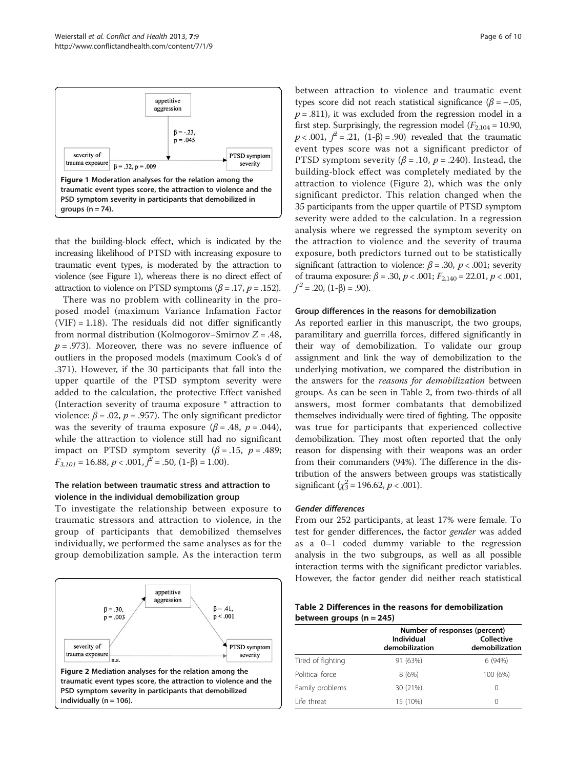Figure 1 Moderation analyses for the relation among the traumatic event types score, the attraction to violence and the PSD symptom severity in participants that demobilized in groups (n = 74).

that the building-block effect, which is indicated by the increasing likelihood of PTSD with increasing exposure to traumatic event types, is moderated by the attraction to violence (see Figure 1), whereas there is no direct effect of attraction to violence on PTSD symptoms ($\beta = .17$, $p = .152$).

There was no problem with collinearity in the proposed model (maximum Variance Infamation Factor (VIF) = 1.18). The residuals did not differ significantly from normal distribution (Kolmogorov–Smirnov $Z = .48$, $p = .973$). Moreover, there was no severe influence of outliers in the proposed models (maximum Cook's d of .371). However, if the 30 participants that fall into the upper quartile of the PTSD symptom severity were added to the calculation, the protective Effect vanished (Interaction severity of trauma exposure * attraction to violence: $\beta = .02$, $p = .957$). The only significant predictor was the severity of trauma exposure ($\beta = .48$, $p = .044$), while the attraction to violence still had no significant impact on PTSD symptom severity ($\beta = .15$, $p = .489$; $F_{3,101} = 16.88$, $p < .001$, $f^2 = .50$, $(1\text{-}\beta) = 1.00$).

### The relation between traumatic stress and attraction to violence in the individual demobilization group

To investigate the relationship between exposure to traumatic stressors and attraction to violence, in the group of participants that demobilized themselves individually, we performed the same analyses as for the group demobilization sample. As the interaction term between attraction to violence and traumatic event types score did not reach statistical significance ($\beta = -.05$, $p = .811$), it was excluded from the regression model in a first step. Surprisingly, the regression model ($F_{2,104} = 10.90$, $p < .001$, $f^2 = .21$, $(1\text{-}\beta) = .90$) revealed that the traumatic event types score was not a significant predictor of PTSD symptom severity ($\beta = .10$, $p = .240$). Instead, the building-block effect was completely mediated by the attraction to violence (Figure 2), which was the only significant predictor. This relation changed when the 35 participants from the upper quartile of PTSD symptom severity were added to the calculation. In a regression analysis where we regressed the symptom severity on the attraction to violence and the severity of trauma exposure, both predictors turned out to be statistically significant (attraction to violence: $\beta = .30$, $p < .001$; severity of trauma exposure: $\beta = .30$, $p < .001$; $F_{2,140} = 22.01$, $p < .001$, $f^2 = .20$, $(1\text{-}\beta) = .90$).

Figure 2 Mediation analyses for the relation among the traumatic event types score, the attraction to violence and the PSD symptom severity in participants that demobilized individually (n = 106).

### Group differences in the reasons for demobilization

As reported earlier in this manuscript, the two groups, paramilitary and guerrilla forces, differed significantly in their way of demobilization. To validate our group assignment and link the way of demobilization to the underlying motivation, we compared the distribution in the answers for the *reasons for demobilization* between groups. As can be seen in Table 2, from two-thirds of all answers, most former combatants that demobilized themselves individually were tired of fighting. The opposite was true for participants that experienced collective demobilization. They most often reported that the only reason for dispensing with their weapons was an order from their commanders (94%). The difference in the distribution of the answers between groups was statistically significant ($\chi^2_3 = 196.62$, $p < .001$).

#### Gender differences

From our 252 participants, at least 17% were female. To test for gender differences, the factor *gender* was added as a 0–1 coded dummy variable to the regression analysis in the two subgroups, as well as all possible interaction terms with the significant predictor variables. However, the factor gender did neither reach statistical

**Table 2 Differences in the reasons for demobilization between groups (n = 245)**

| | Number of responses (percent) | |
|---|---|---|
| | Individual demobilization | Collective demobilization |
| Tired of fighting | 91 (63%) | 6 (94%) |
| Political force | 8 (6%) | 100 (6%) |
| Family problems | 30 (21%) | 0 |
| Life threat | 15 (10%) | 0 |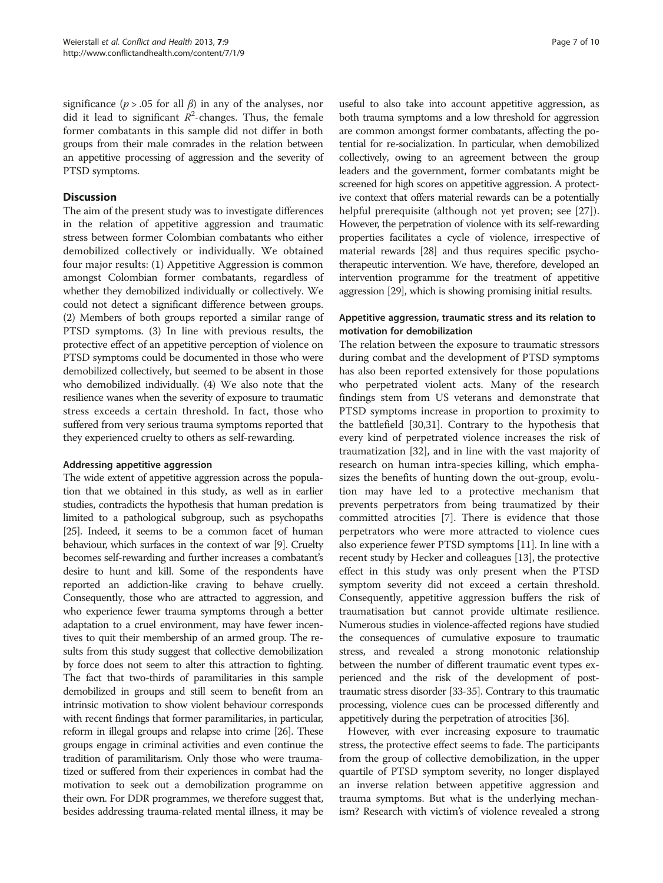significance ($p > .05$ for all $\beta$) in any of the analyses, nor did it lead to significant $R^2$-changes. Thus, the female former combatants in this sample did not differ in both groups from their male comrades in the relation between an appetitive processing of aggression and the severity of PTSD symptoms.

## Discussion

The aim of the present study was to investigate differences in the relation of appetitive aggression and traumatic stress between former Colombian combatants who either demobilized collectively or individually. We obtained four major results: (1) Appetitive Aggression is common amongst Colombian former combatants, regardless of whether they demobilized individually or collectively. We could not detect a significant difference between groups. (2) Members of both groups reported a similar range of PTSD symptoms. (3) In line with previous results, the protective effect of an appetitive perception of violence on PTSD symptoms could be documented in those who were demobilized collectively, but seemed to be absent in those who demobilized individually. (4) We also note that the resilience wanes when the severity of exposure to traumatic stress exceeds a certain threshold. In fact, those who suffered from very serious trauma symptoms reported that they experienced cruelty to others as self-rewarding.

### Addressing appetitive aggression

The wide extent of appetitive aggression across the population that we obtained in this study, as well as in earlier studies, contradicts the hypothesis that human predation is limited to a pathological subgroup, such as psychopaths [25]. Indeed, it seems to be a common facet of human behaviour, which surfaces in the context of war [9]. Cruelty becomes self-rewarding and further increases a combatant's desire to hunt and kill. Some of the respondents have reported an addiction-like craving to behave cruelly. Consequently, those who are attracted to aggression, and who experience fewer trauma symptoms through a better adaptation to a cruel environment, may have fewer incentives to quit their membership of an armed group. The results from this study suggest that collective demobilization by force does not seem to alter this attraction to fighting. The fact that two-thirds of paramilitaries in this sample demobilized in groups and still seem to benefit from an intrinsic motivation to show violent behaviour corresponds with recent findings that former paramilitaries, in particular, reform in illegal groups and relapse into crime [26]. These groups engage in criminal activities and even continue the tradition of paramilitarism. Only those who were traumatized or suffered from their experiences in combat had the motivation to seek out a demobilization programme on their own. For DDR programmes, we therefore suggest that, besides addressing trauma-related mental illness, it may be useful to also take into account appetitive aggression, as both trauma symptoms and a low threshold for aggression are common amongst former combatants, affecting the potential for re-socialization. In particular, when demobilized collectively, owing to an agreement between the group leaders and the government, former combatants might be screened for high scores on appetitive aggression. A protective context that offers material rewards can be a potentially helpful prerequisite (although not yet proven; see [27]). However, the perpetration of violence with its self-rewarding properties facilitates a cycle of violence, irrespective of material rewards [28] and thus requires specific psychotherapeutic intervention. We have, therefore, developed an intervention programme for the treatment of appetitive aggression [29], which is showing promising initial results.

### Appetitive aggression, traumatic stress and its relation to motivation for demobilization

The relation between the exposure to traumatic stressors during combat and the development of PTSD symptoms has also been reported extensively for those populations who perpetrated violent acts. Many of the research findings stem from US veterans and demonstrate that PTSD symptoms increase in proportion to proximity to the battlefield [30,31]. Contrary to the hypothesis that every kind of perpetrated violence increases the risk of traumatization [32], and in line with the vast majority of research on human intra-species killing, which emphasizes the benefits of hunting down the out-group, evolution may have led to a protective mechanism that prevents perpetrators from being traumatized by their committed atrocities [7]. There is evidence that those perpetrators who were more attracted to violence cues also experience fewer PTSD symptoms [11]. In line with a recent study by Hecker and colleagues [13], the protective effect in this study was only present when the PTSD symptom severity did not exceed a certain threshold. Consequently, appetitive aggression buffers the risk of traumatisation but cannot provide ultimate resilience. Numerous studies in violence-affected regions have studied the consequences of cumulative exposure to traumatic stress, and revealed a strong monotonic relationship between the number of different traumatic event types experienced and the risk of the development of posttraumatic stress disorder [33-35]. Contrary to this traumatic processing, violence cues can be processed differently and appetitively during the perpetration of atrocities [36].

However, with ever increasing exposure to traumatic stress, the protective effect seems to fade. The participants from the group of collective demobilization, in the upper quartile of PTSD symptom severity, no longer displayed an inverse relation between appetitive aggression and trauma symptoms. But what is the underlying mechanism? Research with victim's of violence revealed a strong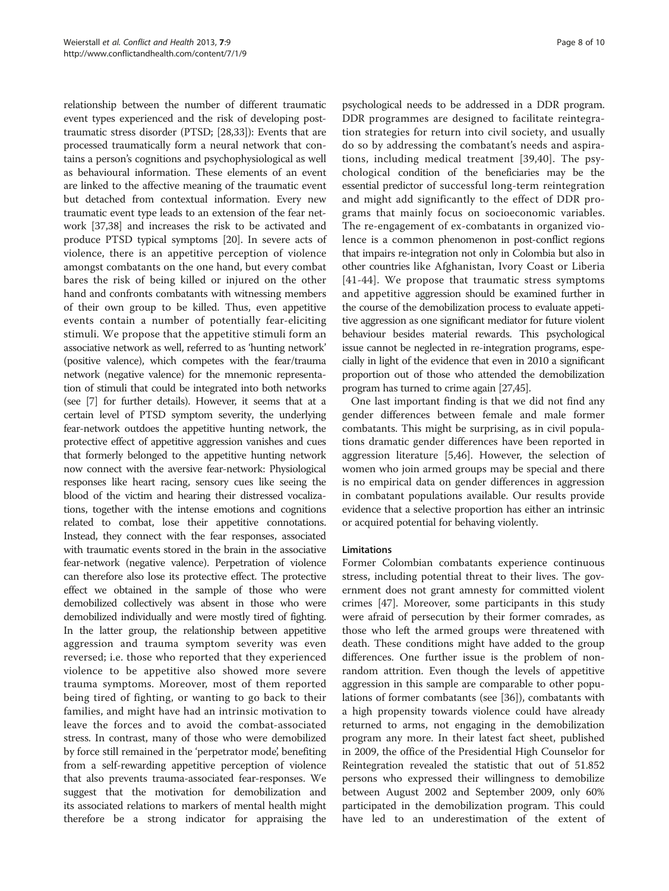relationship between the number of different traumatic event types experienced and the risk of developing post-traumatic stress disorder (PTSD; [28,33]): Events that are processed traumatically form a neural network that contains a person's cognitions and psychophysiological as well as behavioural information. These elements of an event are linked to the affective meaning of the traumatic event but detached from contextual information. Every new traumatic event type leads to an extension of the fear network [37,38] and increases the risk to be activated and produce PTSD typical symptoms [20]. In severe acts of violence, there is an appetitive perception of violence amongst combatants on the one hand, but every combat bares the risk of being killed or injured on the other hand and confronts combatants with witnessing members of their own group to be killed. Thus, even appetitive events contain a number of potentially fear-eliciting stimuli. We propose that the appetitive stimuli form an associative network as well, referred to as 'hunting network' (positive valence), which competes with the fear/trauma network (negative valence) for the mnemonic representation of stimuli that could be integrated into both networks (see [7] for further details). However, it seems that at a certain level of PTSD symptom severity, the underlying fear-network outdoes the appetitive hunting network, the protective effect of appetitive aggression vanishes and cues that formerly belonged to the appetitive hunting network now connect with the aversive fear-network: Physiological responses like heart racing, sensory cues like seeing the blood of the victim and hearing their distressed vocalizations, together with the intense emotions and cognitions related to combat, lose their appetitive connotations. Instead, they connect with the fear responses, associated with traumatic events stored in the brain in the associative fear-network (negative valence). Perpetration of violence can therefore also lose its protective effect. The protective effect we obtained in the sample of those who were demobilized collectively was absent in those who were demobilized individually and were mostly tired of fighting. In the latter group, the relationship between appetitive aggression and trauma symptom severity was even reversed; i.e. those who reported that they experienced violence to be appetitive also showed more severe trauma symptoms. Moreover, most of them reported being tired of fighting, or wanting to go back to their families, and might have had an intrinsic motivation to leave the forces and to avoid the combat-associated stress. In contrast, many of those who were demobilized by force still remained in the 'perpetrator mode', benefiting from a self-rewarding appetitive perception of violence that also prevents trauma-associated fear-responses. We suggest that the motivation for demobilization and its associated relations to markers of mental health might therefore be a strong indicator for appraising the psychological needs to be addressed in a DDR program. DDR programmes are designed to facilitate reintegration strategies for return into civil society, and usually do so by addressing the combatant's needs and aspirations, including medical treatment [39,40]. The psychological condition of the beneficiaries may be the essential predictor of successful long-term reintegration and might add significantly to the effect of DDR programs that mainly focus on socioeconomic variables. The re-engagement of ex-combatants in organized violence is a common phenomenon in post-conflict regions that impairs re-integration not only in Colombia but also in other countries like Afghanistan, Ivory Coast or Liberia [41-44]. We propose that traumatic stress symptoms and appetitive aggression should be examined further in the course of the demobilization process to evaluate appetitive aggression as one significant mediator for future violent behaviour besides material rewards. This psychological issue cannot be neglected in re-integration programs, especially in light of the evidence that even in 2010 a significant proportion out of those who attended the demobilization program has turned to crime again [27,45].

One last important finding is that we did not find any gender differences between female and male former combatants. This might be surprising, as in civil populations dramatic gender differences have been reported in aggression literature [5,46]. However, the selection of women who join armed groups may be special and there is no empirical data on gender differences in aggression in combatant populations available. Our results provide evidence that a selective proportion has either an intrinsic or acquired potential for behaving violently.

### Limitations

Former Colombian combatants experience continuous stress, including potential threat to their lives. The government does not grant amnesty for committed violent crimes [47]. Moreover, some participants in this study were afraid of persecution by their former comrades, as those who left the armed groups were threatened with death. These conditions might have added to the group differences. One further issue is the problem of non-random attrition. Even though the levels of appetitive aggression in this sample are comparable to other populations of former combatants (see [36]), combatants with a high propensity towards violence could have already returned to arms, not engaging in the demobilization program any more. In their latest fact sheet, published in 2009, the office of the Presidential High Counselor for Reintegration revealed the statistic that out of 51.852 persons who expressed their willingness to demobilize between August 2002 and September 2009, only 60% participated in the demobilization program. This could have led to an underestimation of the extent of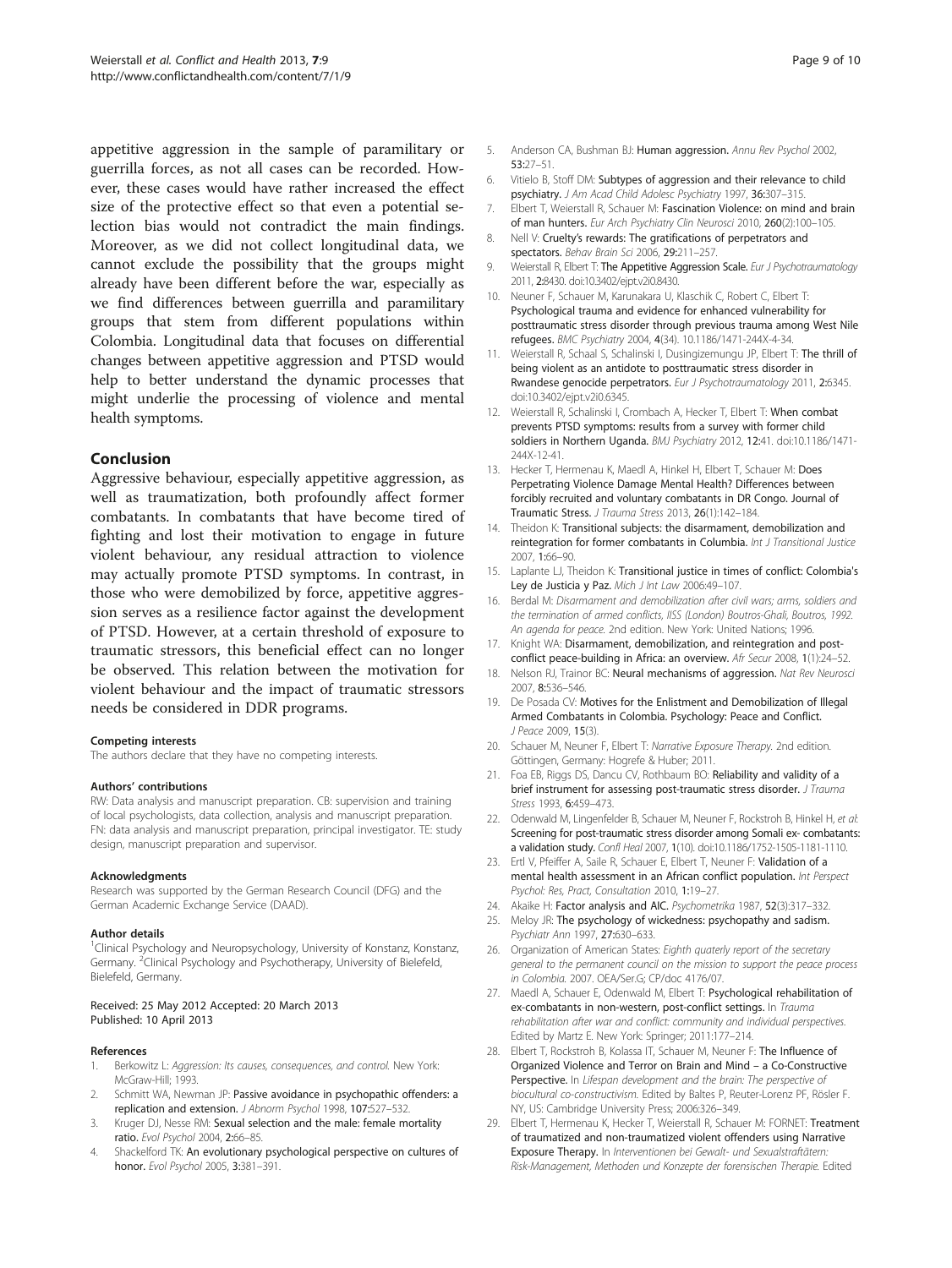appetitive aggression in the sample of paramilitary or guerrilla forces, as not all cases can be recorded. However, these cases would have rather increased the effect size of the protective effect so that even a potential selection bias would not contradict the main findings. Moreover, as we did not collect longitudinal data, we cannot exclude the possibility that the groups might already have been different before the war, especially as we find differences between guerrilla and paramilitary groups that stem from different populations within Colombia. Longitudinal data that focuses on differential changes between appetitive aggression and PTSD would help to better understand the dynamic processes that might underlie the processing of violence and mental health symptoms.

## Conclusion

Aggressive behaviour, especially appetitive aggression, as well as traumatization, both profoundly affect former combatants. In combatants that have become tired of fighting and lost their motivation to engage in future violent behaviour, any residual attraction to violence may actually promote PTSD symptoms. In contrast, in those who were demobilized by force, appetitive aggression serves as a resilience factor against the development of PTSD. However, at a certain threshold of exposure to traumatic stressors, this beneficial effect can no longer be observed. This relation between the motivation for violent behaviour and the impact of traumatic stressors needs be considered in DDR programs.

#### Competing interests

The authors declare that they have no competing interests.

#### Authors' contributions

RW: Data analysis and manuscript preparation. CB: supervision and training of local psychologists, data collection, analysis and manuscript preparation. FN: data analysis and manuscript preparation, principal investigator. TE: study design, manuscript preparation and supervisor.

#### Acknowledgments

Research was supported by the German Research Council (DFG) and the German Academic Exchange Service (DAAD).

#### Author details

[1]Clinical Psychology and Neuropsychology, University of Konstanz, Konstanz, Germany. [2]Clinical Psychology and Psychotherapy, University of Bielefeld, Bielefeld, Germany.

Received: 25 May 2012 Accepted: 20 March 2013
Published: 10 April 2013

#### References

1. Berkowitz L: *Aggression: Its causes, consequences, and control.* New York: McGraw-Hill; 1993.
2. Schmitt WA, Newman JP: **Passive avoidance in psychopathic offenders: a replication and extension.** *J Abnorm Psychol* 1998, **107:**527–532.
3. Kruger DJ, Nesse RM: **Sexual selection and the male: female mortality ratio.** *Evol Psychol* 2004, **2:**66–85.
4. Shackelford TK: **An evolutionary psychological perspective on cultures of honor.** *Evol Psychol* 2005, **3:**381–391.
5. Anderson CA, Bushman BJ: **Human aggression.** *Annu Rev Psychol* 2002, **53:**27–51.
6. Vitielo B, Stoff DM: **Subtypes of aggression and their relevance to child psychiatry.** *J Am Acad Child Adolesc Psychiatry* 1997, **36:**307–315.
7. Elbert T, Weierstall R, Schauer M: **Fascination Violence: on mind and brain of man hunters.** *Eur Arch Psychiatry Clin Neurosci* 2010, **260**(2):100–105.
8. Nell V: **Cruelty's rewards: The gratifications of perpetrators and spectators.** *Behav Brain Sci* 2006, **29:**211–257.
9. Weierstall R, Elbert T: **The Appetitive Aggression Scale.** *Eur J Psychotraumatology* 2011, **2:**8430. doi:10.3402/ejpt.v2i0.8430.
10. Neuner F, Schauer M, Karunakara U, Klaschik C, Robert C, Elbert T: **Psychological trauma and evidence for enhanced vulnerability for posttraumatic stress disorder through previous trauma among West Nile refugees.** *BMC Psychiatry* 2004, **4**(34). 10.1186/1471-244X-4-34.
11. Weierstall R, Schaal S, Schalinski I, Dusingizemungu JP, Elbert T: **The thrill of being violent as an antidote to posttraumatic stress disorder in Rwandese genocide perpetrators.** *Eur J Psychotraumatology* 2011, **2:**6345. doi:10.3402/ejpt.v2i0.6345.
12. Weierstall R, Schalinski I, Crombach A, Hecker T, Elbert T: **When combat prevents PTSD symptoms: results from a survey with former child soldiers in Northern Uganda.** *BMJ Psychiatry* 2012, **12:**41. doi:10.1186/1471-244X-12-41.
13. Hecker T, Hermenau K, Maedl A, Hinkel H, Elbert T, Schauer M: **Does Perpetrating Violence Damage Mental Health? Differences between forcibly recruited and voluntary combatants in DR Congo. Journal of Traumatic Stress.** *J Trauma Stress* 2013, **26**(1):142–184.
14. Theidon K: **Transitional subjects: the disarmament, demobilization and reintegration for former combatants in Columbia.** *Int J Transitional Justice* 2007, **1:**66–90.
15. Laplante LJ, Theidon K: **Transitional justice in times of conflict: Colombia's Ley de Justicia y Paz.** *Mich J Int Law* 2006:49–107.
16. Berdal M: *Disarmament and demobilization after civil wars; arms, soldiers and the termination of armed conflicts, IISS (London) Boutros-Ghali, Boutros, 1992. An agenda for peace.* 2nd edition. New York: United Nations; 1996.
17. Knight WA: **Disarmament, demobilization, and reintegration and post-conflict peace-building in Africa: an overview.** *Afr Secur* 2008, **1**(1):24–52.
18. Nelson RJ, Trainor BC: **Neural mechanisms of aggression.** *Nat Rev Neurosci* 2007, **8:**536–546.
19. De Posada CV: **Motives for the Enlistment and Demobilization of Illegal Armed Combatants in Colombia. Psychology: Peace and Conflict.** *J Peace* 2009, **15**(3).
20. Schauer M, Neuner F, Elbert T: *Narrative Exposure Therapy.* 2nd edition. Göttingen, Germany: Hogrefe & Huber; 2011.
21. Foa EB, Riggs DS, Dancu CV, Rothbaum BO: **Reliability and validity of a brief instrument for assessing post-traumatic stress disorder.** *J Trauma Stress* 1993, **6:**459–473.
22. Odenwald M, Lingenfelder B, Schauer M, Neuner F, Rockstroh B, Hinkel H, *et al*: **Screening for post-traumatic stress disorder among Somali ex- combatants: a validation study.** *Confl Heal* 2007, **1**(10). doi:10.1186/1752-1505-1181-1110.
23. Ertl V, Pfeiffer A, Saile R, Schauer E, Elbert T, Neuner F: **Validation of a mental health assessment in an African conflict population.** *Int Perspect Psychol: Res, Pract, Consultation* 2010, **1:**19–27.
24. Akaike H: **Factor analysis and AIC.** *Psychometrika* 1987, **52**(3):317–332.
25. Meloy JR: **The psychology of wickedness: psychopathy and sadism.** *Psychiatr Ann* 1997, **27:**630–633.
26. Organization of American States: *Eighth quaterly report of the secretary general to the permanent council on the mission to support the peace process in Colombia.* 2007. OEA/Ser.G; CP/doc 4176/07.
27. Maedl A, Schauer E, Odenwald M, Elbert T: **Psychological rehabilitation of ex-combatants in non-western, post-conflict settings.** In *Trauma rehabilitation after war and conflict: community and individual perspectives.* Edited by Martz E. New York: Springer; 2011:177–214.
28. Elbert T, Rockstroh B, Kolassa IT, Schauer M, Neuner F: **The Influence of Organized Violence and Terror on Brain and Mind – a Co-Constructive Perspective.** In *Lifespan development and the brain: The perspective of biocultural co-constructivism.* Edited by Baltes P, Reuter-Lorenz PF, Rösler F. NY, US: Cambridge University Press; 2006:326–349.
29. Elbert T, Hermenau K, Hecker T, Weierstall R, Schauer M: **FORNET: Treatment of traumatized and non-traumatized violent offenders using Narrative Exposure Therapy.** In *Interventionen bei Gewalt- und Sexualstraftätern: Risk-Management, Methoden und Konzepte der forensischen Therapie.* Edited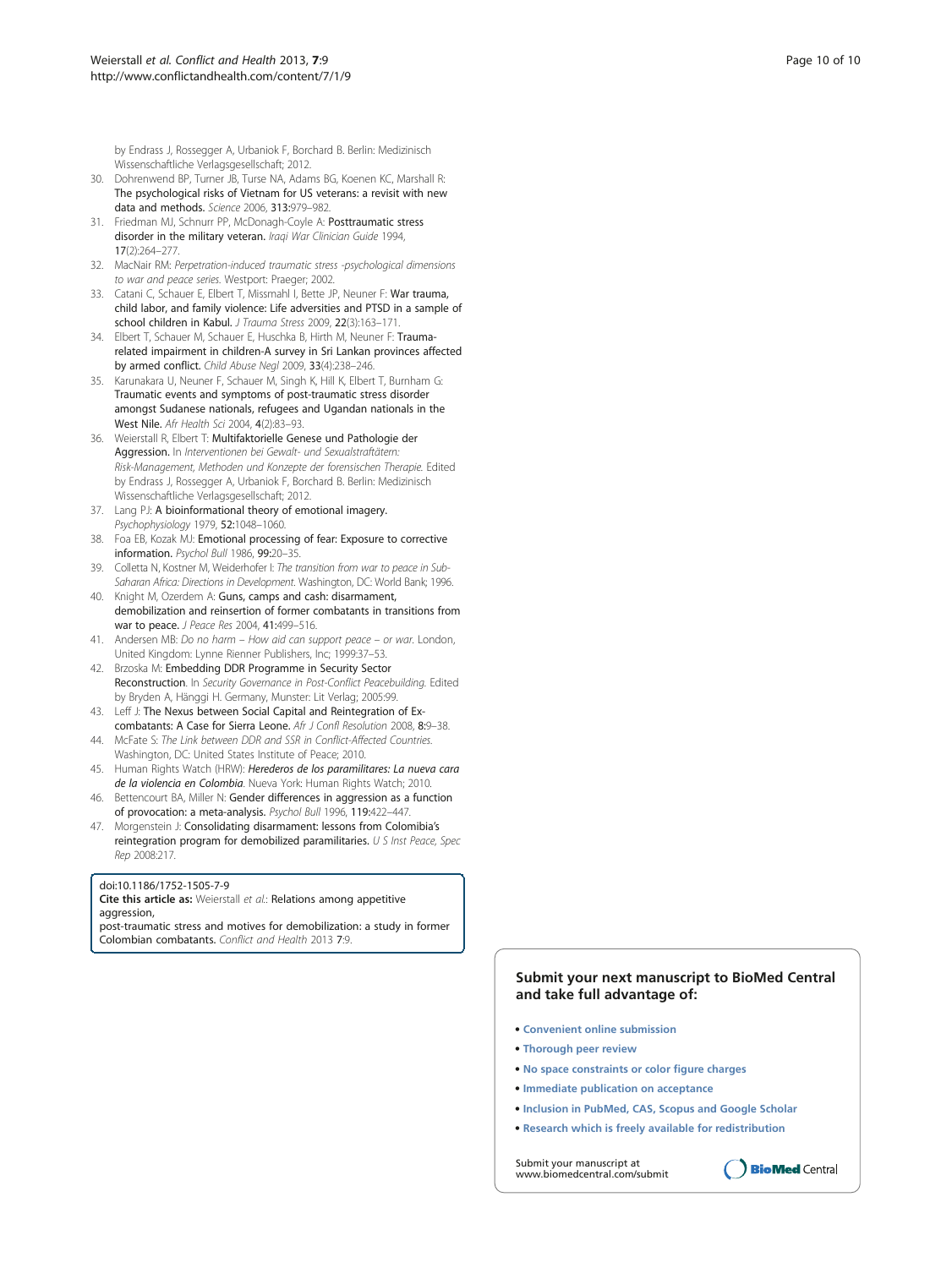by Endrass J, Rossegger A, Urbaniok F, Borchard B. Berlin: Medizinisch Wissenschaftliche Verlagsgesellschaft; 2012.

30. Dohrenwend BP, Turner JB, Turse NA, Adams BG, Koenen KC, Marshall R: **The psychological risks of Vietnam for US veterans: a revisit with new data and methods.** *Science* 2006, **313:**979–982.
31. Friedman MJ, Schnurr PP, McDonagh-Coyle A: **Posttraumatic stress disorder in the military veteran.** *Iraqi War Clinician Guide* 1994, **17**(2):264–277.
32. MacNair RM: *Perpetration-induced traumatic stress -psychological dimensions to war and peace series.* Westport: Praeger; 2002.
33. Catani C, Schauer E, Elbert T, Missmahl I, Bette JP, Neuner F: **War trauma, child labor, and family violence: Life adversities and PTSD in a sample of school children in Kabul.** *J Trauma Stress* 2009, **22**(3):163–171.
34. Elbert T, Schauer M, Schauer E, Huschka B, Hirth M, Neuner F: **Trauma-related impairment in children-A survey in Sri Lankan provinces affected by armed conflict.** *Child Abuse Negl* 2009, **33**(4):238–246.
35. Karunakara U, Neuner F, Schauer M, Singh K, Hill K, Elbert T, Burnham G: **Traumatic events and symptoms of post-traumatic stress disorder amongst Sudanese nationals, refugees and Ugandan nationals in the West Nile.** *Afr Health Sci* 2004, **4**(2):83–93.
36. Weierstall R, Elbert T: **Multifaktorielle Genese und Pathologie der Aggression.** In *Interventionen bei Gewalt- und Sexualstraftätern: Risk-Management, Methoden und Konzepte der forensischen Therapie.* Edited by Endrass J, Rossegger A, Urbaniok F, Borchard B. Berlin: Medizinisch Wissenschaftliche Verlagsgesellschaft; 2012.
37. Lang PJ: **A bioinformational theory of emotional imagery.** *Psychophysiology* 1979, **52:**1048–1060.
38. Foa EB, Kozak MJ: **Emotional processing of fear: Exposure to corrective information.** *Psychol Bull* 1986, **99:**20–35.
39. Colletta N, Kostner M, Weiderhofer I: *The transition from war to peace in Sub-Saharan Africa: Directions in Development.* Washington, DC: World Bank; 1996.
40. Knight M, Ozerdem A: **Guns, camps and cash: disarmament, demobilization and reinsertion of former combatants in transitions from war to peace.** *J Peace Res* 2004, **41:**499–516.
41. Andersen MB: *Do no harm – How aid can support peace – or war.* London, United Kingdom: Lynne Rienner Publishers, Inc; 1999:37–53.
42. Brzoska M: **Embedding DDR Programme in Security Sector Reconstruction**. In *Security Governance in Post-Conflict Peacebuilding.* Edited by Bryden A, Hänggi H. Germany, Munster: Lit Verlag; 2005:99.
43. Leff J: **The Nexus between Social Capital and Reintegration of Ex-combatants: A Case for Sierra Leone.** *Afr J Confl Resolution* 2008, **8:**9–38.
44. McFate S: *The Link between DDR and SSR in Conflict-Affected Countries.* Washington, DC: United States Institute of Peace; 2010.
45. Human Rights Watch (HRW): ***Herederos de los paramilitares: La nueva cara de la violencia en Colombia***. Nueva York: Human Rights Watch; 2010.
46. Bettencourt BA, Miller N: **Gender differences in aggression as a function of provocation: a meta-analysis.** *Psychol Bull* 1996, **119:**422–447.
47. Morgenstein J: **Consolidating disarmament: lessons from Colomibia's reintegration program for demobilized paramilitaries.** *U S Inst Peace, Spec Rep* 2008:217.

doi:10.1186/1752-1505-7-9
**Cite this article as:** Weierstall *et al.*: Relations among appetitive aggression,
post-traumatic stress and motives for demobilization: a study in former Colombian combatants. *Conflict and Health* 2013 **7**:9.

**Submit your next manuscript to BioMed Central and take full advantage of:**

- **Convenient online submission**
- **Thorough peer review**
- **No space constraints or color figure charges**
- **Immediate publication on acceptance**
- **Inclusion in PubMed, CAS, Scopus and Google Scholar**
- **Research which is freely available for redistribution**

Submit your manuscript at
www.biomedcentral.com/submit

BioMed Central